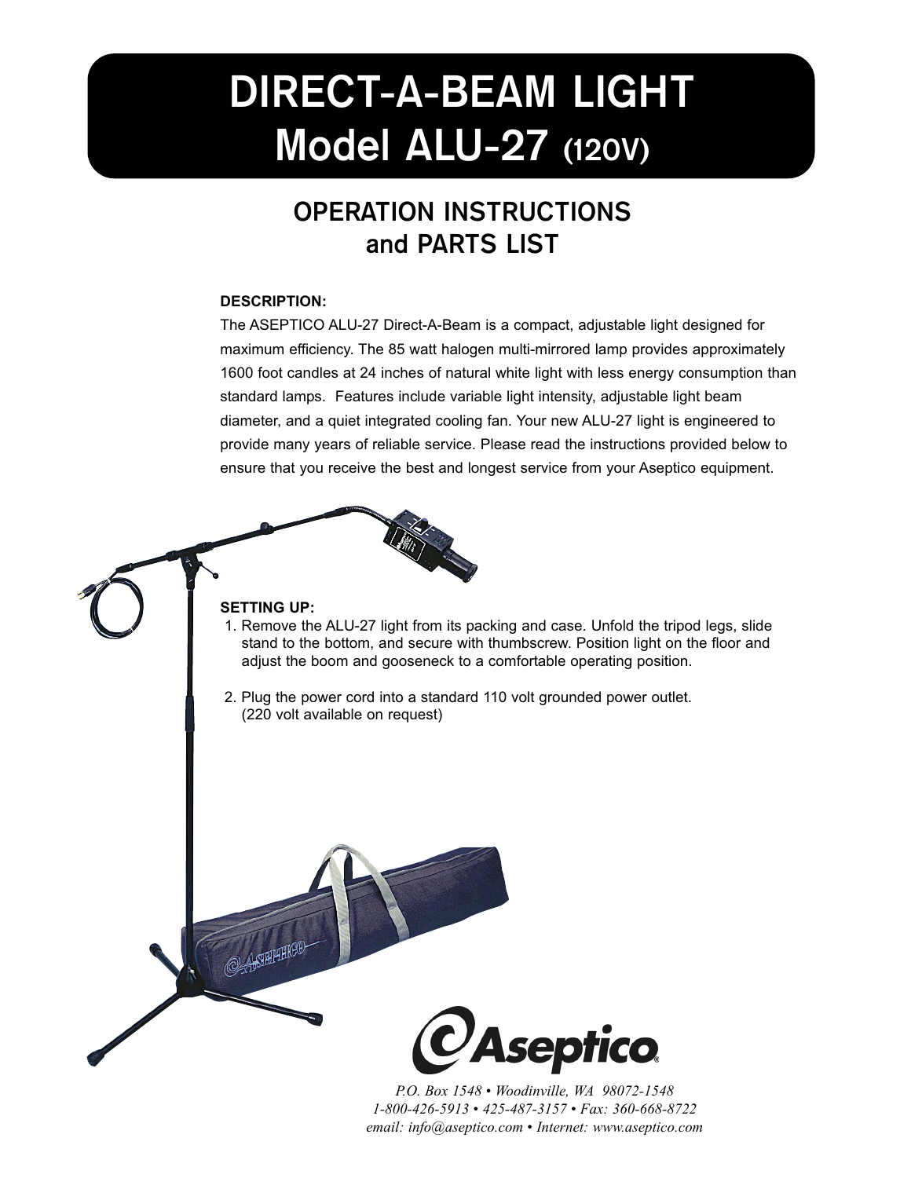# DIRECT-A-BEAM LIGHT
# Model ALU-27 (120V)

## OPERATION INSTRUCTIONS and PARTS LIST

**DESCRIPTION:**

The ASEPTICO ALU-27 Direct-A-Beam is a compact, adjustable light designed for maximum efficiency. The 85 watt halogen multi-mirrored lamp provides approximately 1600 foot candles at 24 inches of natural white light with less energy consumption than standard lamps. Features include variable light intensity, adjustable light beam diameter, and a quiet integrated cooling fan. Your new ALU-27 light is engineered to provide many years of reliable service. Please read the instructions provided below to ensure that you receive the best and longest service from your Aseptico equipment.

**SETTING UP:**

1. Remove the ALU-27 light from its packing and case. Unfold the tripod legs, slide stand to the bottom, and secure with thumbscrew. Position light on the floor and adjust the boom and gooseneck to a comfortable operating position.

2. Plug the power cord into a standard 110 volt grounded power outlet. (220 volt available on request)

Aseptico®

*P.O. Box 1548 • Woodinville, WA 98072-1548*
*1-800-426-5913 • 425-487-3157 • Fax: 360-668-8722*
*email: info@aseptico.com • Internet: www.aseptico.com*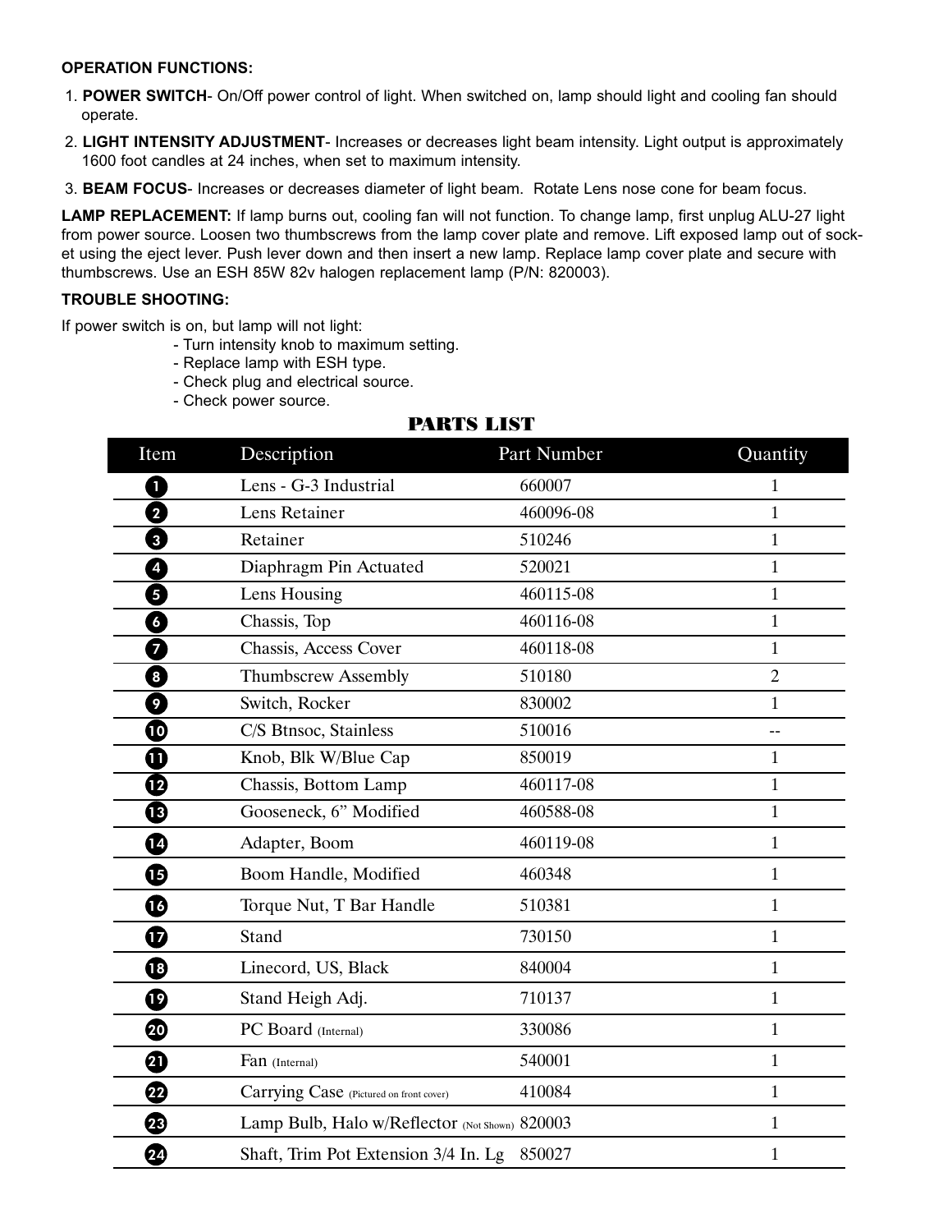**OPERATION FUNCTIONS:**

1. **POWER SWITCH**- On/Off power control of light. When switched on, lamp should light and cooling fan should operate.
2. **LIGHT INTENSITY ADJUSTMENT**- Increases or decreases light beam intensity. Light output is approximately 1600 foot candles at 24 inches, when set to maximum intensity.
3. **BEAM FOCUS**- Increases or decreases diameter of light beam. Rotate Lens nose cone for beam focus.

**LAMP REPLACEMENT:** If lamp burns out, cooling fan will not function. To change lamp, first unplug ALU-27 light from power source. Loosen two thumbscrews from the lamp cover plate and remove. Lift exposed lamp out of socket using the eject lever. Push lever down and then insert a new lamp. Replace lamp cover plate and secure with thumbscrews. Use an ESH 85W 82v halogen replacement lamp (P/N: 820003).

**TROUBLE SHOOTING:**

If power switch is on, but lamp will not light:

- Turn intensity knob to maximum setting.
- Replace lamp with ESH type.
- Check plug and electrical source.
- Check power source.

## PARTS LIST

| Item | Description | Part Number | Quantity |
|---|---|---|---|
| 1 | Lens - G-3 Industrial | 660007 | 1 |
| 2 | Lens Retainer | 460096-08 | 1 |
| 3 | Retainer | 510246 | 1 |
| 4 | Diaphragm Pin Actuated | 520021 | 1 |
| 5 | Lens Housing | 460115-08 | 1 |
| 6 | Chassis, Top | 460116-08 | 1 |
| 7 | Chassis, Access Cover | 460118-08 | 1 |
| 8 | Thumbscrew Assembly | 510180 | 2 |
| 9 | Switch, Rocker | 830002 | 1 |
| 10 | C/S Btnsoc, Stainless | 510016 | -- |
| 11 | Knob, Blk W/Blue Cap | 850019 | 1 |
| 12 | Chassis, Bottom Lamp | 460117-08 | 1 |
| 13 | Gooseneck, 6” Modified | 460588-08 | 1 |
| 14 | Adapter, Boom | 460119-08 | 1 |
| 15 | Boom Handle, Modified | 460348 | 1 |
| 16 | Torque Nut, T Bar Handle | 510381 | 1 |
| 17 | Stand | 730150 | 1 |
| 18 | Linecord, US, Black | 840004 | 1 |
| 19 | Stand Heigh Adj. | 710137 | 1 |
| 20 | PC Board (Internal) | 330086 | 1 |
| 21 | Fan (Internal) | 540001 | 1 |
| 22 | Carrying Case (Pictured on front cover) | 410084 | 1 |
| 23 | Lamp Bulb, Halo w/Reflector (Not Shown) | 820003 | 1 |
| 24 | Shaft, Trim Pot Extension 3/4 In. Lg | 850027 | 1 |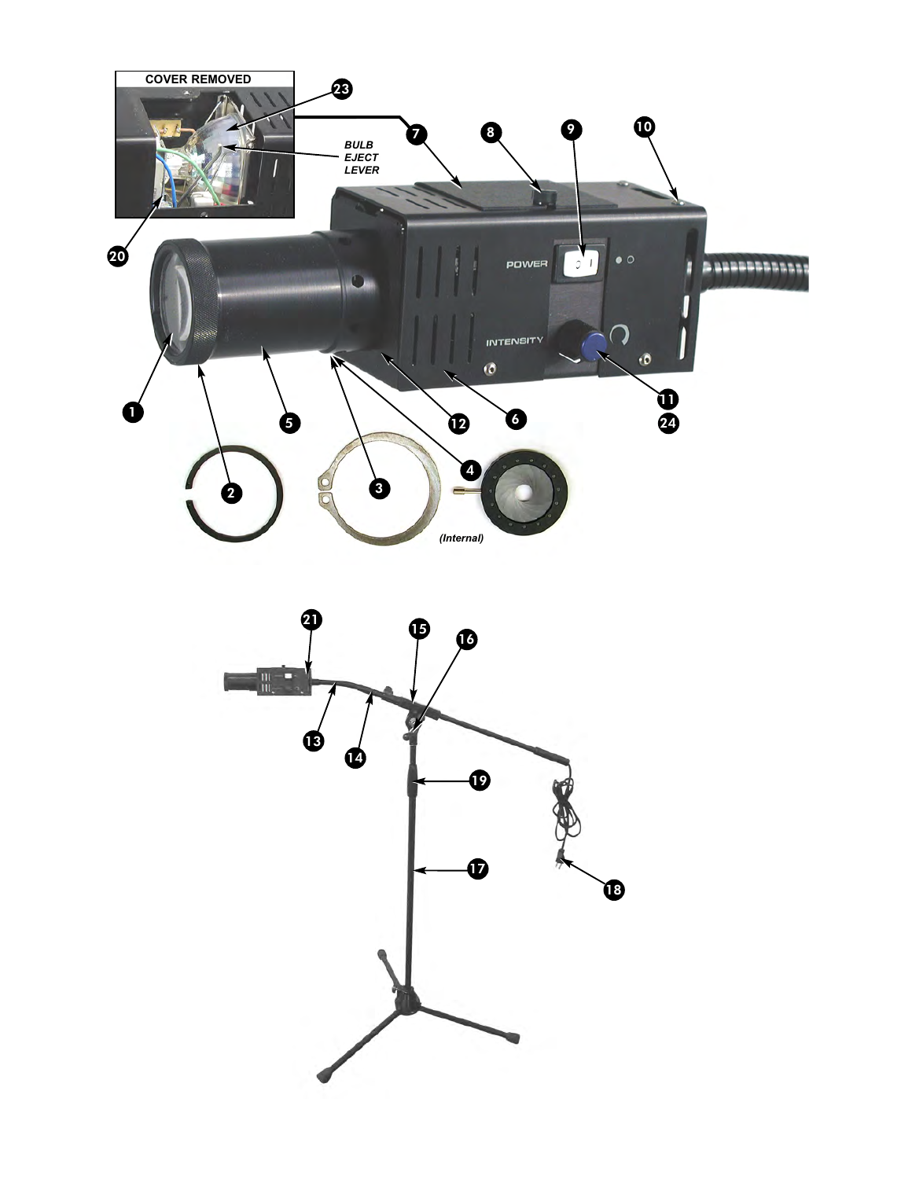COVER REMOVED

23

BULB EJECT LEVER

20

7 8 9 10

POWER

INTENSITY

1 5 12 6 11 24

2 3 4

*(Internal)*

21 15 16

13 14

19

17

18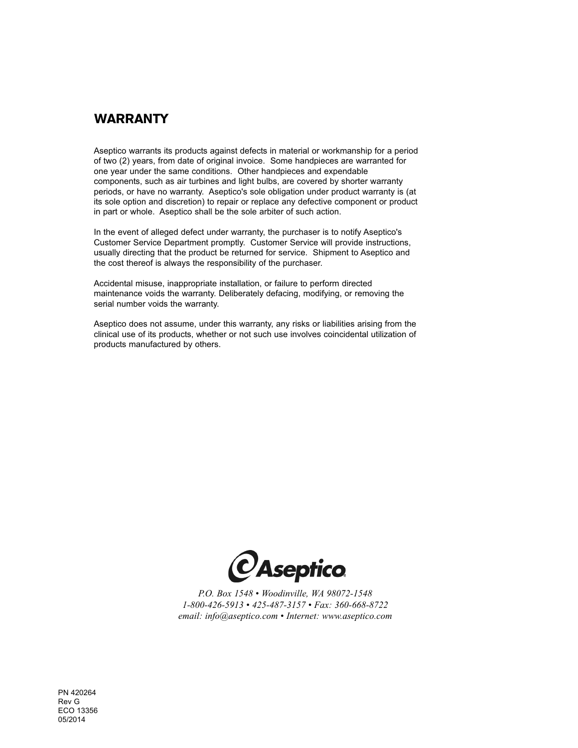## WARRANTY

Aseptico warrants its products against defects in material or workmanship for a period of two (2) years, from date of original invoice. Some handpieces are warranted for one year under the same conditions. Other handpieces and expendable components, such as air turbines and light bulbs, are covered by shorter warranty periods, or have no warranty. Aseptico's sole obligation under product warranty is (at its sole option and discretion) to repair or replace any defective component or product in part or whole. Aseptico shall be the sole arbiter of such action.

In the event of alleged defect under warranty, the purchaser is to notify Aseptico's Customer Service Department promptly. Customer Service will provide instructions, usually directing that the product be returned for service. Shipment to Aseptico and the cost thereof is always the responsibility of the purchaser.

Accidental misuse, inappropriate installation, or failure to perform directed maintenance voids the warranty. Deliberately defacing, modifying, or removing the serial number voids the warranty.

Aseptico does not assume, under this warranty, any risks or liabilities arising from the clinical use of its products, whether or not such use involves coincidental utilization of products manufactured by others.

Aseptico®

*P.O. Box 1548 • Woodinville, WA 98072-1548*
*1-800-426-5913 • 425-487-3157 • Fax: 360-668-8722*
*email: info@aseptico.com • Internet: www.aseptico.com*

PN 420264
Rev G
ECO 13356
05/2014